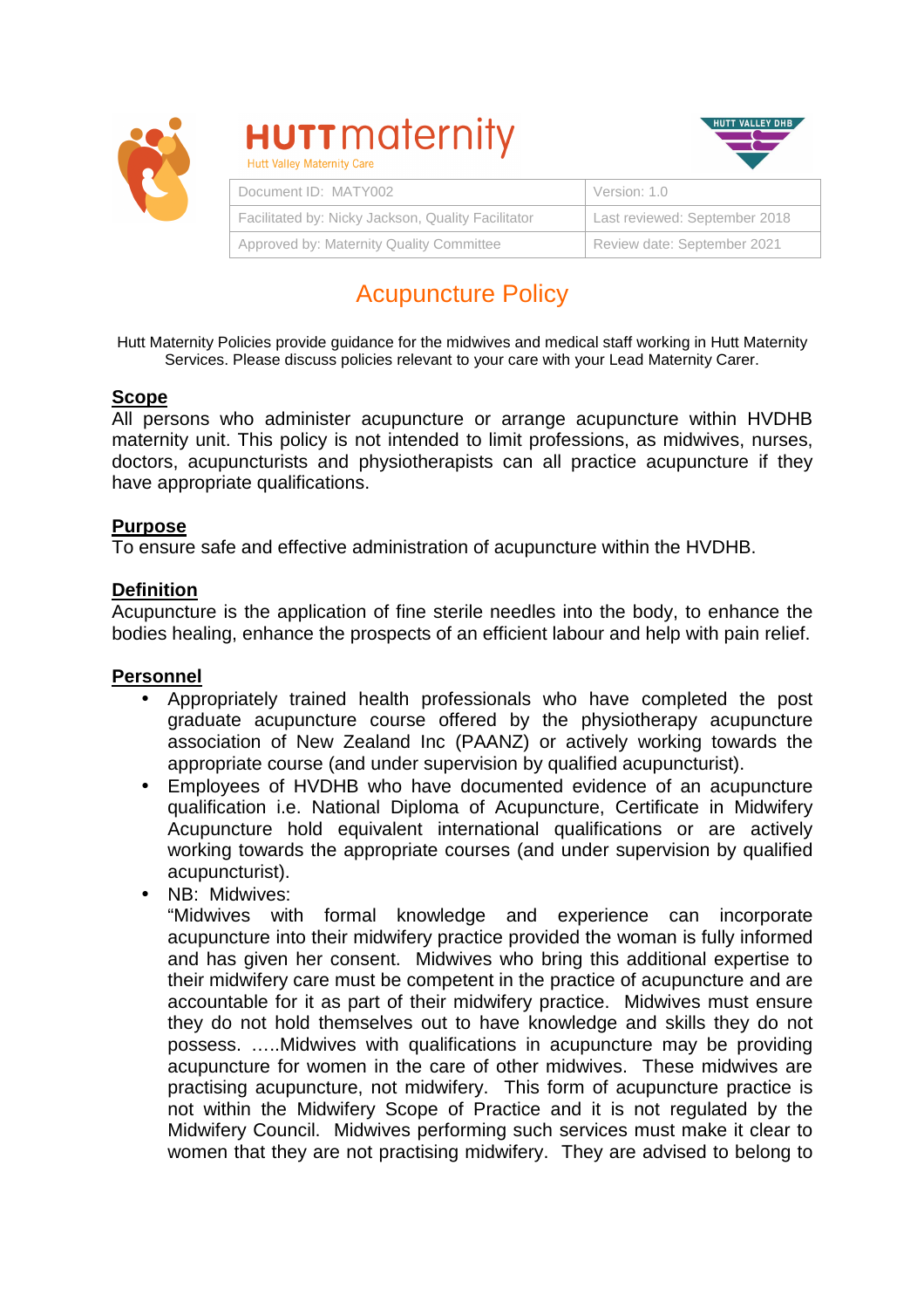**HUTT maternity**
Hutt Valley Maternity Care

HUTT VALLEY DHB

| Document ID: MATY002 | Version: 1.0 |
| --- | --- |
| Facilitated by: Nicky Jackson, Quality Facilitator | Last reviewed: September 2018 |
| Approved by: Maternity Quality Committee | Review date: September 2021 |

# Acupuncture Policy

Hutt Maternity Policies provide guidance for the midwives and medical staff working in Hutt Maternity Services. Please discuss policies relevant to your care with your Lead Maternity Carer.

## Scope

All persons who administer acupuncture or arrange acupuncture within HVDHB maternity unit. This policy is not intended to limit professions, as midwives, nurses, doctors, acupuncturists and physiotherapists can all practice acupuncture if they have appropriate qualifications.

## Purpose

To ensure safe and effective administration of acupuncture within the HVDHB.

## Definition

Acupuncture is the application of fine sterile needles into the body, to enhance the bodies healing, enhance the prospects of an efficient labour and help with pain relief.

## Personnel

- Appropriately trained health professionals who have completed the post graduate acupuncture course offered by the physiotherapy acupuncture association of New Zealand Inc (PAANZ) or actively working towards the appropriate course (and under supervision by qualified acupuncturist).
- Employees of HVDHB who have documented evidence of an acupuncture qualification i.e. National Diploma of Acupuncture, Certificate in Midwifery Acupuncture hold equivalent international qualifications or are actively working towards the appropriate courses (and under supervision by qualified acupuncturist).
- NB: Midwives:
  "Midwives with formal knowledge and experience can incorporate acupuncture into their midwifery practice provided the woman is fully informed and has given her consent. Midwives who bring this additional expertise to their midwifery care must be competent in the practice of acupuncture and are accountable for it as part of their midwifery practice. Midwives must ensure they do not hold themselves out to have knowledge and skills they do not possess. …..Midwives with qualifications in acupuncture may be providing acupuncture for women in the care of other midwives. These midwives are practising acupuncture, not midwifery. This form of acupuncture practice is not within the Midwifery Scope of Practice and it is not regulated by the Midwifery Council. Midwives performing such services must make it clear to women that they are not practising midwifery. They are advised to belong to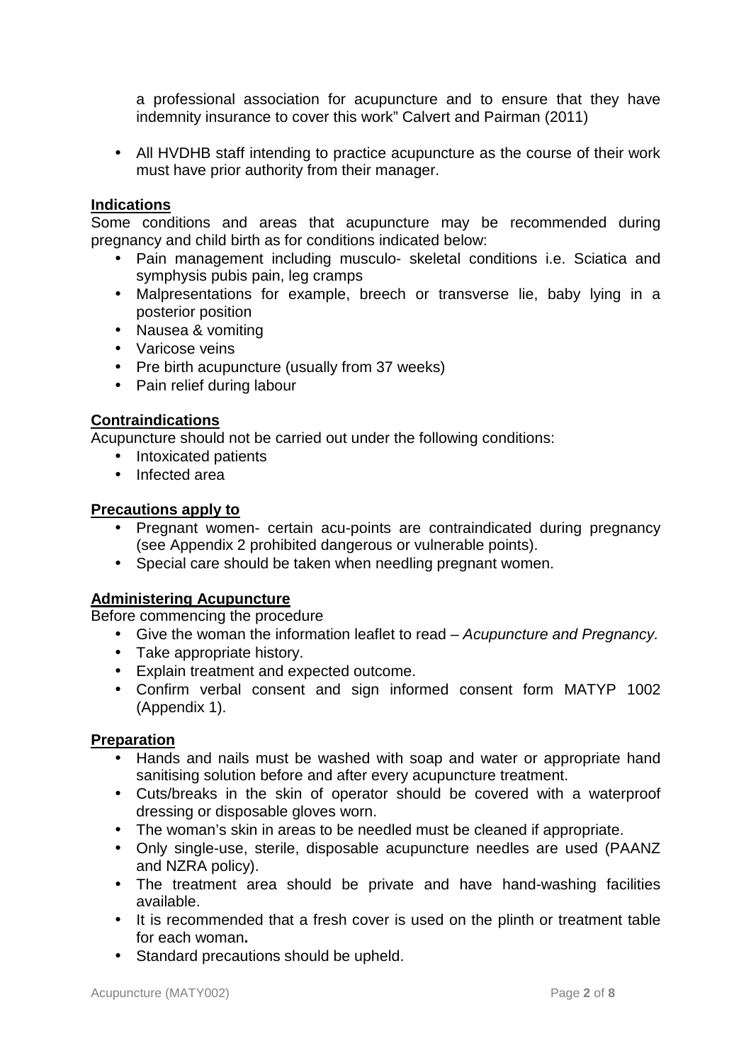a professional association for acupuncture and to ensure that they have indemnity insurance to cover this work" Calvert and Pairman (2011)

- All HVDHB staff intending to practice acupuncture as the course of their work must have prior authority from their manager.

**Indications**

Some conditions and areas that acupuncture may be recommended during pregnancy and child birth as for conditions indicated below:

- Pain management including musculo- skeletal conditions i.e. Sciatica and symphysis pubis pain, leg cramps
- Malpresentations for example, breech or transverse lie, baby lying in a posterior position
- Nausea & vomiting
- Varicose veins
- Pre birth acupuncture (usually from 37 weeks)
- Pain relief during labour

**Contraindications**

Acupuncture should not be carried out under the following conditions:

- Intoxicated patients
- Infected area

**Precautions apply to**

- Pregnant women- certain acu-points are contraindicated during pregnancy (see Appendix 2 prohibited dangerous or vulnerable points).
- Special care should be taken when needling pregnant women.

**Administering Acupuncture**

Before commencing the procedure

- Give the woman the information leaflet to read – *Acupuncture and Pregnancy.*
- Take appropriate history.
- Explain treatment and expected outcome.
- Confirm verbal consent and sign informed consent form MATYP 1002 (Appendix 1).

**Preparation**

- Hands and nails must be washed with soap and water or appropriate hand sanitising solution before and after every acupuncture treatment.
- Cuts/breaks in the skin of operator should be covered with a waterproof dressing or disposable gloves worn.
- The woman's skin in areas to be needled must be cleaned if appropriate.
- Only single-use, sterile, disposable acupuncture needles are used (PAANZ and NZRA policy).
- The treatment area should be private and have hand-washing facilities available.
- It is recommended that a fresh cover is used on the plinth or treatment table for each woman**.**
- Standard precautions should be upheld.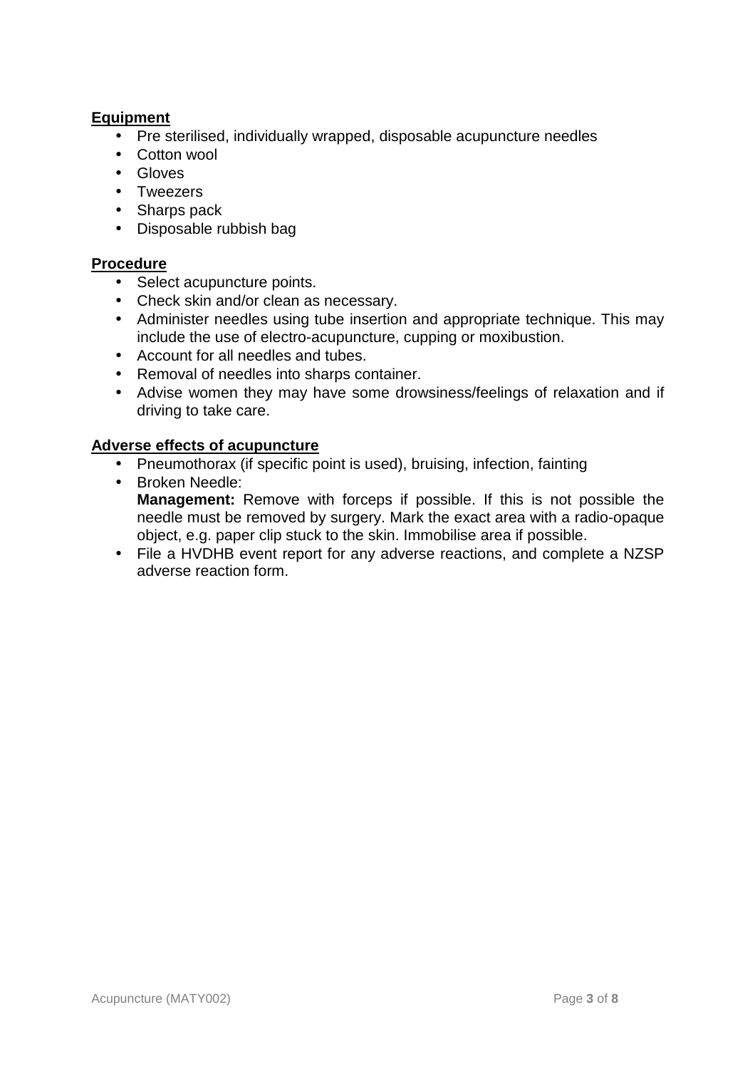**Equipment**

- Pre sterilised, individually wrapped, disposable acupuncture needles
- Cotton wool
- Gloves
- Tweezers
- Sharps pack
- Disposable rubbish bag

**Procedure**

- Select acupuncture points.
- Check skin and/or clean as necessary.
- Administer needles using tube insertion and appropriate technique. This may include the use of electro-acupuncture, cupping or moxibustion.
- Account for all needles and tubes.
- Removal of needles into sharps container.
- Advise women they may have some drowsiness/feelings of relaxation and if driving to take care.

**Adverse effects of acupuncture**

- Pneumothorax (if specific point is used), bruising, infection, fainting
- Broken Needle:
  **Management:** Remove with forceps if possible. If this is not possible the needle must be removed by surgery. Mark the exact area with a radio-opaque object, e.g. paper clip stuck to the skin. Immobilise area if possible.
- File a HVDHB event report for any adverse reactions, and complete a NZSP adverse reaction form.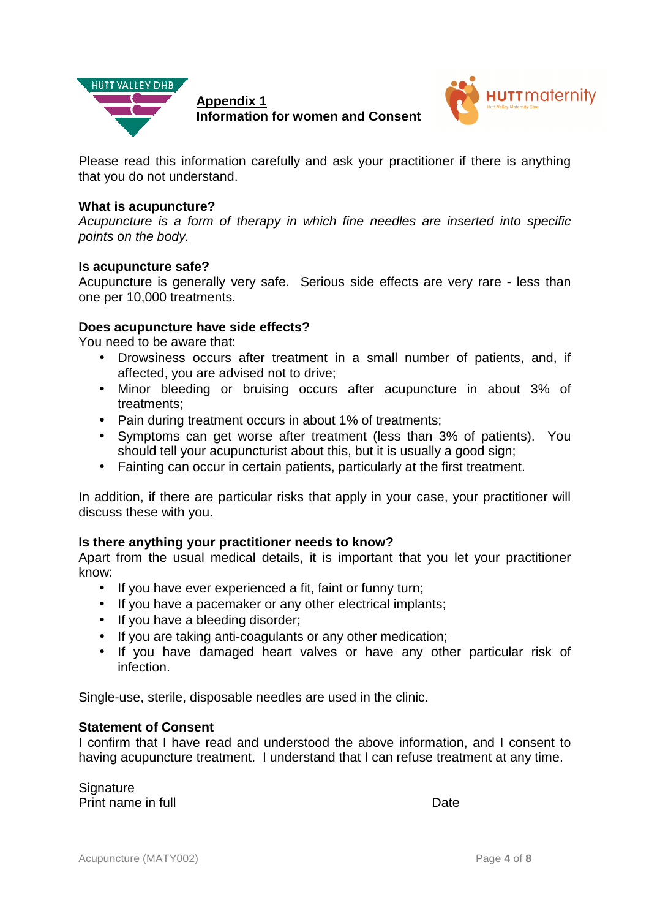## Appendix 1
**Information for women and Consent**

Please read this information carefully and ask your practitioner if there is anything that you do not understand.

**What is acupuncture?**
*Acupuncture is a form of therapy in which fine needles are inserted into specific points on the body.*

**Is acupuncture safe?**
Acupuncture is generally very safe. Serious side effects are very rare - less than one per 10,000 treatments.

**Does acupuncture have side effects?**
You need to be aware that:

- Drowsiness occurs after treatment in a small number of patients, and, if affected, you are advised not to drive;
- Minor bleeding or bruising occurs after acupuncture in about 3% of treatments;
- Pain during treatment occurs in about 1% of treatments;
- Symptoms can get worse after treatment (less than 3% of patients). You should tell your acupuncturist about this, but it is usually a good sign;
- Fainting can occur in certain patients, particularly at the first treatment.

In addition, if there are particular risks that apply in your case, your practitioner will discuss these with you.

**Is there anything your practitioner needs to know?**
Apart from the usual medical details, it is important that you let your practitioner know:

- If you have ever experienced a fit, faint or funny turn;
- If you have a pacemaker or any other electrical implants;
- If you have a bleeding disorder;
- If you are taking anti-coagulants or any other medication;
- If you have damaged heart valves or have any other particular risk of infection.

Single-use, sterile, disposable needles are used in the clinic.

**Statement of Consent**
I confirm that I have read and understood the above information, and I consent to having acupuncture treatment. I understand that I can refuse treatment at any time.

Signature
Print name in full Date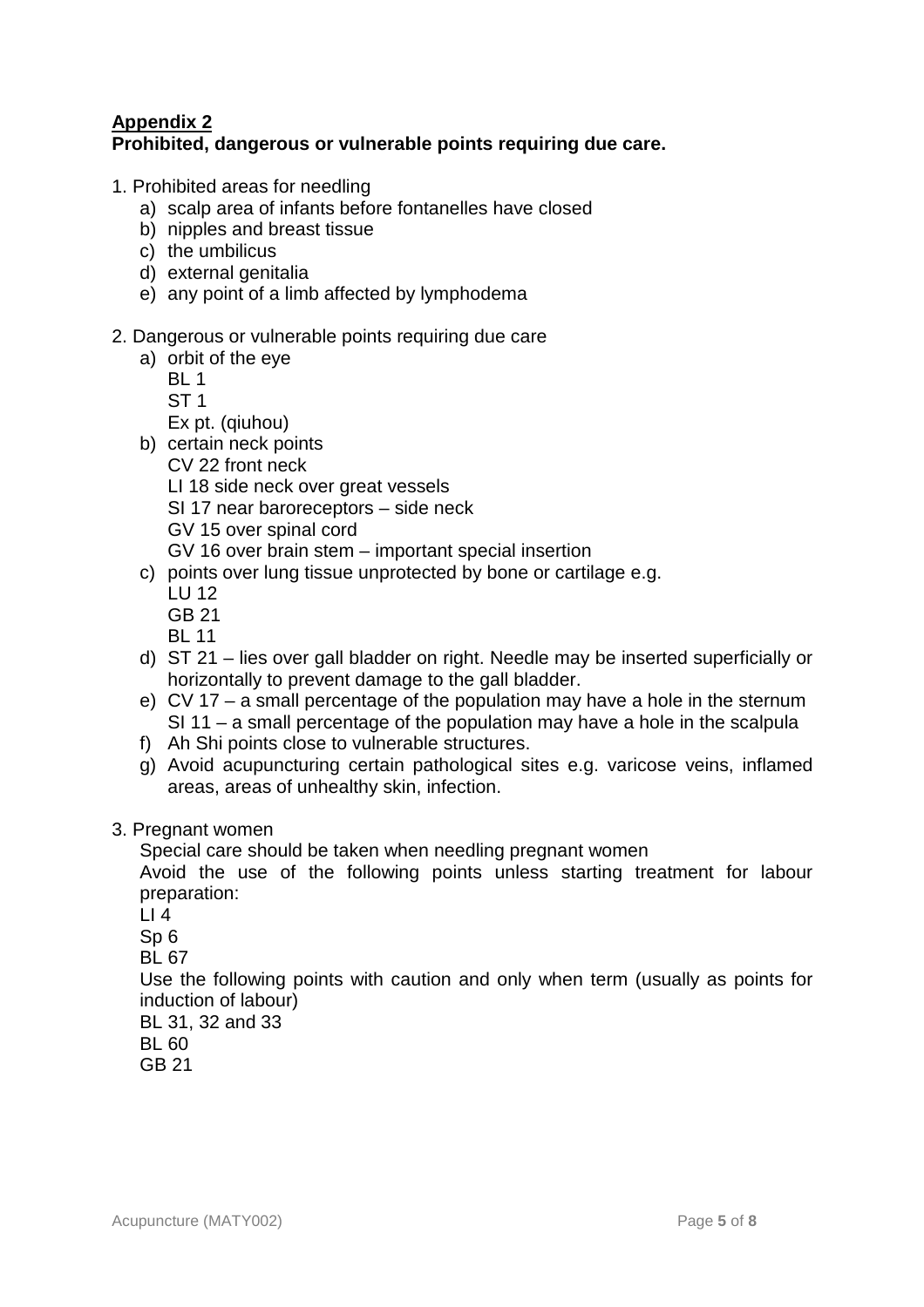**<u>Appendix 2</u>**
**Prohibited, dangerous or vulnerable points requiring due care.**

1. Prohibited areas for needling
    a) scalp area of infants before fontanelles have closed
    b) nipples and breast tissue
    c) the umbilicus
    d) external genitalia
    e) any point of a limb affected by lymphodema

2. Dangerous or vulnerable points requiring due care
    a) orbit of the eye
       BL 1
       ST 1
       Ex pt. (qiuhou)
    b) certain neck points
       CV 22 front neck
       LI 18 side neck over great vessels
       SI 17 near baroreceptors – side neck
       GV 15 over spinal cord
       GV 16 over brain stem – important special insertion
    c) points over lung tissue unprotected by bone or cartilage e.g.
       LU 12
       GB 21
       BL 11
    d) ST 21 – lies over gall bladder on right. Needle may be inserted superficially or horizontally to prevent damage to the gall bladder.
    e) CV 17 – a small percentage of the population may have a hole in the sternum
       SI 11 – a small percentage of the population may have a hole in the scalpula
    f) Ah Shi points close to vulnerable structures.
    g) Avoid acupuncturing certain pathological sites e.g. varicose veins, inflamed areas, areas of unhealthy skin, infection.

3. Pregnant women
   Special care should be taken when needling pregnant women
   Avoid the use of the following points unless starting treatment for labour preparation:
   LI 4
   Sp 6
   BL 67
   Use the following points with caution and only when term (usually as points for induction of labour)
   BL 31, 32 and 33
   BL 60
   GB 21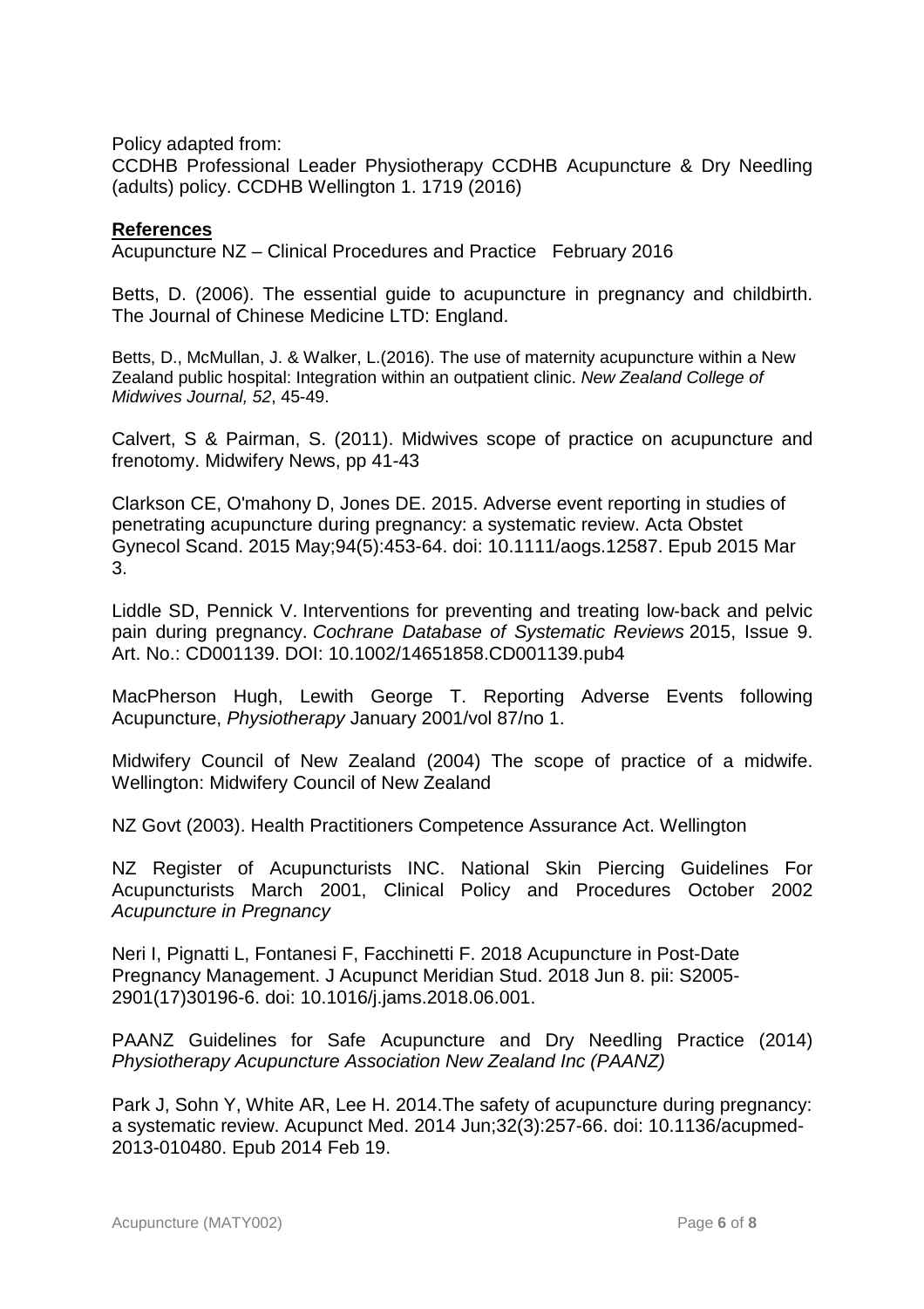Policy adapted from:
CCDHB Professional Leader Physiotherapy CCDHB Acupuncture & Dry Needling (adults) policy. CCDHB Wellington 1. 1719 (2016)

## References

Acupuncture NZ – Clinical Procedures and Practice February 2016

Betts, D. (2006). The essential guide to acupuncture in pregnancy and childbirth. The Journal of Chinese Medicine LTD: England.

Betts, D., McMullan, J. & Walker, L.(2016). The use of maternity acupuncture within a New Zealand public hospital: Integration within an outpatient clinic. *New Zealand College of Midwives Journal, 52*, 45-49.

Calvert, S & Pairman, S. (2011). Midwives scope of practice on acupuncture and frenotomy. Midwifery News, pp 41-43

Clarkson CE, O'mahony D, Jones DE. 2015. Adverse event reporting in studies of penetrating acupuncture during pregnancy: a systematic review. Acta Obstet Gynecol Scand. 2015 May;94(5):453-64. doi: 10.1111/aogs.12587. Epub 2015 Mar 3.

Liddle SD, Pennick V. Interventions for preventing and treating low-back and pelvic pain during pregnancy. *Cochrane Database of Systematic Reviews* 2015, Issue 9. Art. No.: CD001139. DOI: 10.1002/14651858.CD001139.pub4

MacPherson Hugh, Lewith George T. Reporting Adverse Events following Acupuncture, *Physiotherapy* January 2001/vol 87/no 1.

Midwifery Council of New Zealand (2004) The scope of practice of a midwife. Wellington: Midwifery Council of New Zealand

NZ Govt (2003). Health Practitioners Competence Assurance Act. Wellington

NZ Register of Acupuncturists INC. National Skin Piercing Guidelines For Acupuncturists March 2001, Clinical Policy and Procedures October 2002 *Acupuncture in Pregnancy*

Neri I, Pignatti L, Fontanesi F, Facchinetti F. 2018 Acupuncture in Post-Date Pregnancy Management. J Acupunct Meridian Stud. 2018 Jun 8. pii: S2005-2901(17)30196-6. doi: 10.1016/j.jams.2018.06.001.

PAANZ Guidelines for Safe Acupuncture and Dry Needling Practice (2014) *Physiotherapy Acupuncture Association New Zealand Inc (PAANZ)*

Park J, Sohn Y, White AR, Lee H. 2014.The safety of acupuncture during pregnancy: a systematic review. Acupunct Med. 2014 Jun;32(3):257-66. doi: 10.1136/acupmed-2013-010480. Epub 2014 Feb 19.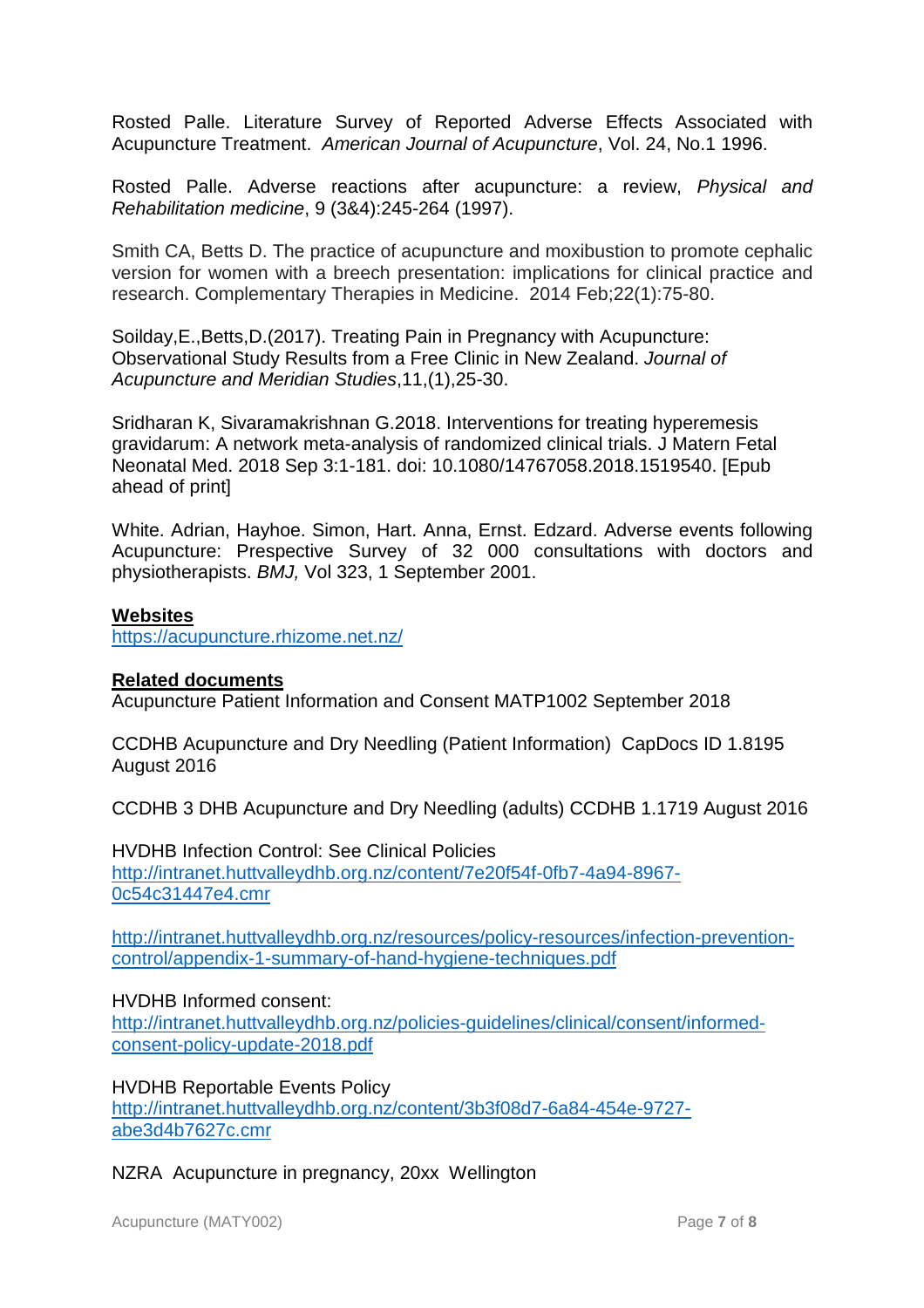Rosted Palle. Literature Survey of Reported Adverse Effects Associated with Acupuncture Treatment. *American Journal of Acupuncture*, Vol. 24, No.1 1996.

Rosted Palle. Adverse reactions after acupuncture: a review, *Physical and Rehabilitation medicine*, 9 (3&4):245-264 (1997).

Smith CA, Betts D. The practice of acupuncture and moxibustion to promote cephalic version for women with a breech presentation: implications for clinical practice and research. Complementary Therapies in Medicine. 2014 Feb;22(1):75-80.

Soilday,E.,Betts,D.(2017). Treating Pain in Pregnancy with Acupuncture: Observational Study Results from a Free Clinic in New Zealand. *Journal of Acupuncture and Meridian Studies*,11,(1),25-30.

Sridharan K, Sivaramakrishnan G.2018. Interventions for treating hyperemesis gravidarum: A network meta-analysis of randomized clinical trials. J Matern Fetal Neonatal Med. 2018 Sep 3:1-181. doi: 10.1080/14767058.2018.1519540. [Epub ahead of print]

White. Adrian, Hayhoe. Simon, Hart. Anna, Ernst. Edzard. Adverse events following Acupuncture: Prespective Survey of 32 000 consultations with doctors and physiotherapists. *BMJ,* Vol 323, 1 September 2001.

**Websites**
https://acupuncture.rhizome.net.nz/

**Related documents**
Acupuncture Patient Information and Consent MATP1002 September 2018

CCDHB Acupuncture and Dry Needling (Patient Information) CapDocs ID 1.8195 August 2016

CCDHB 3 DHB Acupuncture and Dry Needling (adults) CCDHB 1.1719 August 2016

HVDHB Infection Control: See Clinical Policies
http://intranet.huttvalleydhb.org.nz/content/7e20f54f-0fb7-4a94-8967-0c54c31447e4.cmr

http://intranet.huttvalleydhb.org.nz/resources/policy-resources/infection-prevention-control/appendix-1-summary-of-hand-hygiene-techniques.pdf

HVDHB Informed consent:
http://intranet.huttvalleydhb.org.nz/policies-guidelines/clinical/consent/informed-consent-policy-update-2018.pdf

HVDHB Reportable Events Policy
http://intranet.huttvalleydhb.org.nz/content/3b3f08d7-6a84-454e-9727-abe3d4b7627c.cmr

NZRA Acupuncture in pregnancy, 20xx Wellington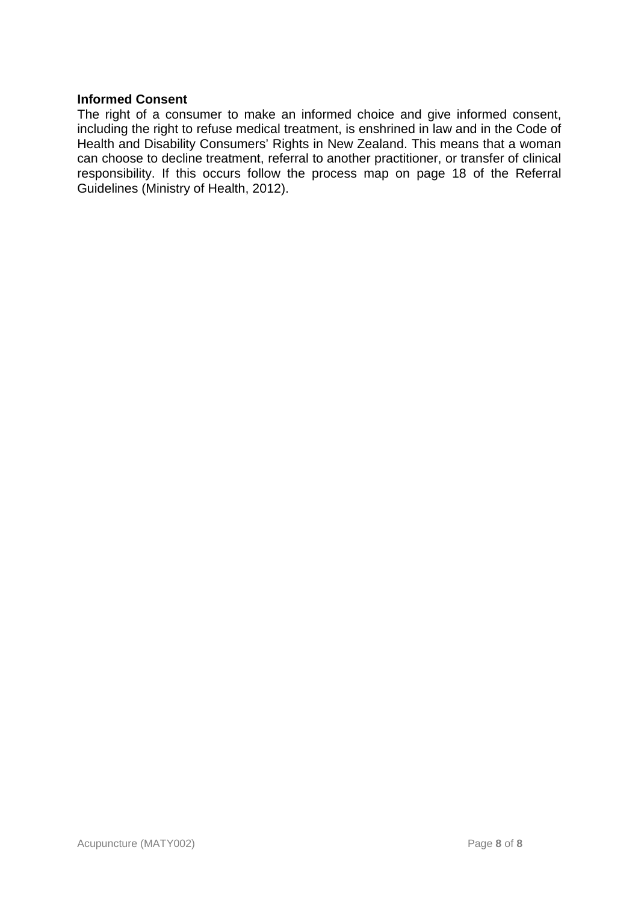**Informed Consent**

The right of a consumer to make an informed choice and give informed consent, including the right to refuse medical treatment, is enshrined in law and in the Code of Health and Disability Consumers' Rights in New Zealand. This means that a woman can choose to decline treatment, referral to another practitioner, or transfer of clinical responsibility. If this occurs follow the process map on page 18 of the Referral Guidelines (Ministry of Health, 2012).